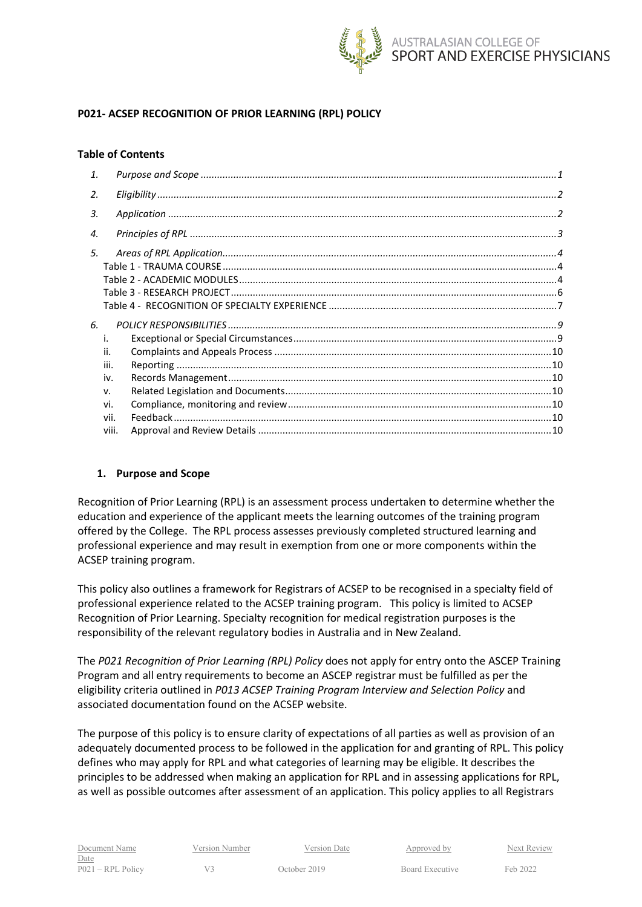**P021- ACSEP RECOGNITION OF PRIOR LEARNING (RPL) POLICY**

**Table of Contents**

1. *Purpose and Scope* .......... 1
2. *Eligibility* .......... 2
3. *Application* .......... 2
4. *Principles of RPL* .......... 3
5. *Areas of RPL Application* .......... 4
   - Table 1 - TRAUMA COURSE .......... 4
   - Table 2 - ACADEMIC MODULES .......... 4
   - Table 3 - RESEARCH PROJECT .......... 6
   - Table 4 - RECOGNITION OF SPECIALTY EXPERIENCE .......... 7
6. *POLICY RESPONSIBILITIES* .......... 9
   - i. Exceptional or Special Circumstances .......... 9
   - ii. Complaints and Appeals Process .......... 10
   - iii. Reporting .......... 10
   - iv. Records Management .......... 10
   - v. Related Legislation and Documents .......... 10
   - vi. Compliance, monitoring and review .......... 10
   - vii. Feedback .......... 10
   - viii. Approval and Review Details .......... 10

## 1. Purpose and Scope

Recognition of Prior Learning (RPL) is an assessment process undertaken to determine whether the education and experience of the applicant meets the learning outcomes of the training program offered by the College. The RPL process assesses previously completed structured learning and professional experience and may result in exemption from one or more components within the ACSEP training program.

This policy also outlines a framework for Registrars of ACSEP to be recognised in a specialty field of professional experience related to the ACSEP training program. This policy is limited to ACSEP Recognition of Prior Learning. Specialty recognition for medical registration purposes is the responsibility of the relevant regulatory bodies in Australia and in New Zealand.

The *P021 Recognition of Prior Learning (RPL) Policy* does not apply for entry onto the ASCEP Training Program and all entry requirements to become an ASCEP registrar must be fulfilled as per the eligibility criteria outlined in *P013 ACSEP Training Program Interview and Selection Policy* and associated documentation found on the ACSEP website.

The purpose of this policy is to ensure clarity of expectations of all parties as well as provision of an adequately documented process to be followed in the application for and granting of RPL. This policy defines who may apply for RPL and what categories of learning may be eligible. It describes the principles to be addressed when making an application for RPL and in assessing applications for RPL, as well as possible outcomes after assessment of an application. This policy applies to all Registrars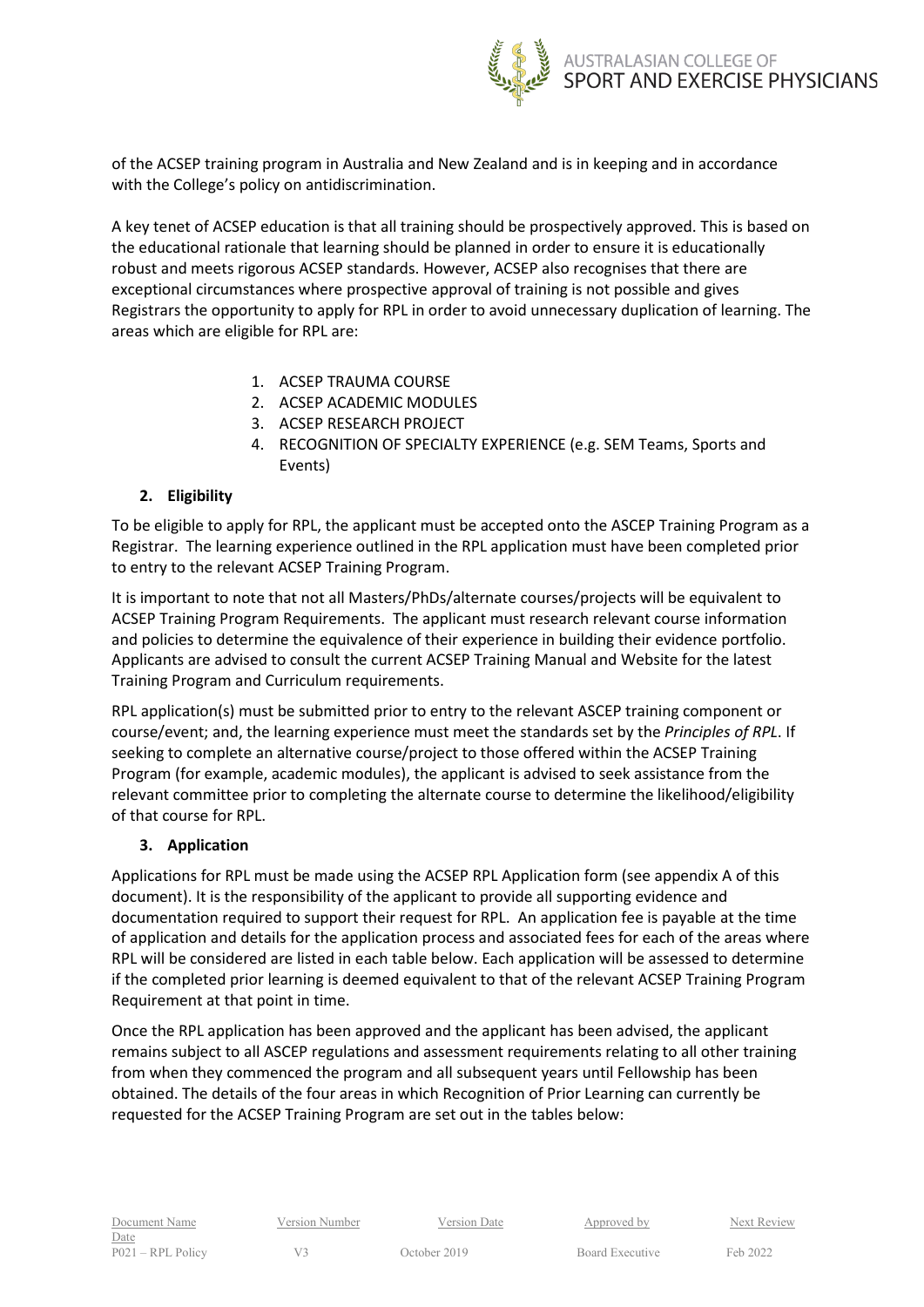of the ACSEP training program in Australia and New Zealand and is in keeping and in accordance with the College's policy on antidiscrimination.

A key tenet of ACSEP education is that all training should be prospectively approved. This is based on the educational rationale that learning should be planned in order to ensure it is educationally robust and meets rigorous ACSEP standards. However, ACSEP also recognises that there are exceptional circumstances where prospective approval of training is not possible and gives Registrars the opportunity to apply for RPL in order to avoid unnecessary duplication of learning. The areas which are eligible for RPL are:

1. ACSEP TRAUMA COURSE
2. ACSEP ACADEMIC MODULES
3. ACSEP RESEARCH PROJECT
4. RECOGNITION OF SPECIALTY EXPERIENCE (e.g. SEM Teams, Sports and Events)

## 2. Eligibility

To be eligible to apply for RPL, the applicant must be accepted onto the ASCEP Training Program as a Registrar. The learning experience outlined in the RPL application must have been completed prior to entry to the relevant ACSEP Training Program.

It is important to note that not all Masters/PhDs/alternate courses/projects will be equivalent to ACSEP Training Program Requirements. The applicant must research relevant course information and policies to determine the equivalence of their experience in building their evidence portfolio. Applicants are advised to consult the current ACSEP Training Manual and Website for the latest Training Program and Curriculum requirements.

RPL application(s) must be submitted prior to entry to the relevant ASCEP training component or course/event; and, the learning experience must meet the standards set by the *Principles of RPL*. If seeking to complete an alternative course/project to those offered within the ACSEP Training Program (for example, academic modules), the applicant is advised to seek assistance from the relevant committee prior to completing the alternate course to determine the likelihood/eligibility of that course for RPL.

## 3. Application

Applications for RPL must be made using the ACSEP RPL Application form (see appendix A of this document). It is the responsibility of the applicant to provide all supporting evidence and documentation required to support their request for RPL. An application fee is payable at the time of application and details for the application process and associated fees for each of the areas where RPL will be considered are listed in each table below. Each application will be assessed to determine if the completed prior learning is deemed equivalent to that of the relevant ACSEP Training Program Requirement at that point in time.

Once the RPL application has been approved and the applicant has been advised, the applicant remains subject to all ASCEP regulations and assessment requirements relating to all other training from when they commenced the program and all subsequent years until Fellowship has been obtained. The details of the four areas in which Recognition of Prior Learning can currently be requested for the ACSEP Training Program are set out in the tables below: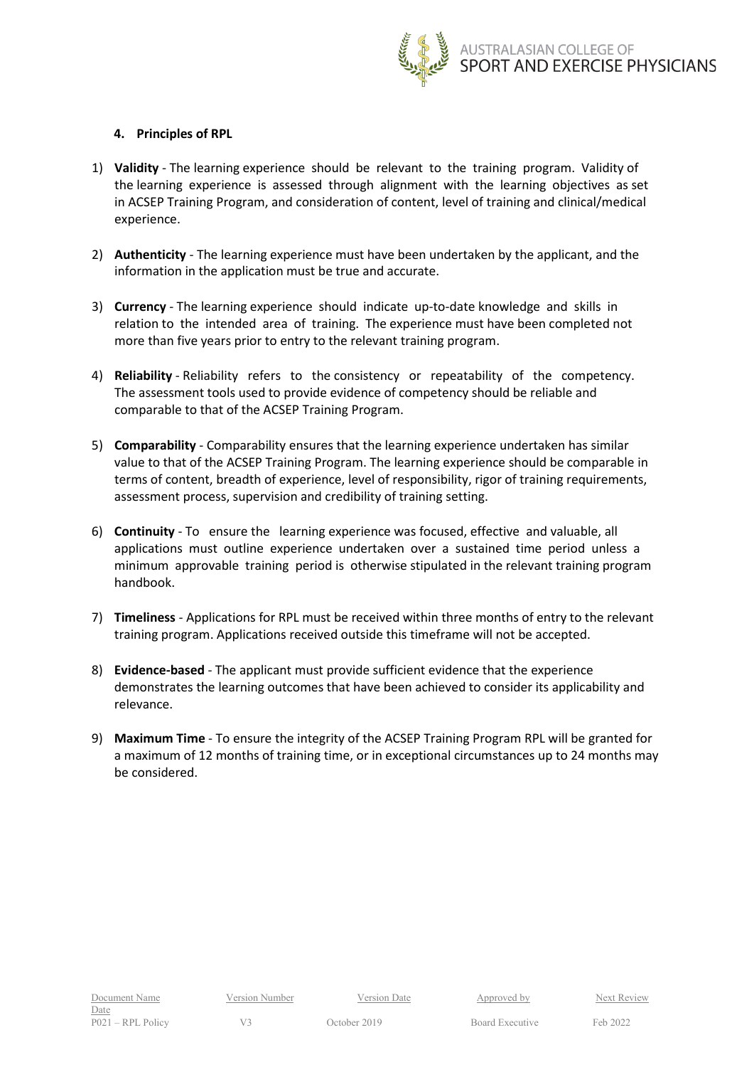## 4. Principles of RPL

1) **Validity** - The learning experience should be relevant to the training program. Validity of the learning experience is assessed through alignment with the learning objectives as set in ACSEP Training Program, and consideration of content, level of training and clinical/medical experience.

2) **Authenticity** - The learning experience must have been undertaken by the applicant, and the information in the application must be true and accurate.

3) **Currency** - The learning experience should indicate up-to-date knowledge and skills in relation to the intended area of training. The experience must have been completed not more than five years prior to entry to the relevant training program.

4) **Reliability** - Reliability refers to the consistency or repeatability of the competency. The assessment tools used to provide evidence of competency should be reliable and comparable to that of the ACSEP Training Program.

5) **Comparability** - Comparability ensures that the learning experience undertaken has similar value to that of the ACSEP Training Program. The learning experience should be comparable in terms of content, breadth of experience, level of responsibility, rigor of training requirements, assessment process, supervision and credibility of training setting.

6) **Continuity** - To ensure the learning experience was focused, effective and valuable, all applications must outline experience undertaken over a sustained time period unless a minimum approvable training period is otherwise stipulated in the relevant training program handbook.

7) **Timeliness** - Applications for RPL must be received within three months of entry to the relevant training program. Applications received outside this timeframe will not be accepted.

8) **Evidence-based** - The applicant must provide sufficient evidence that the experience demonstrates the learning outcomes that have been achieved to consider its applicability and relevance.

9) **Maximum Time** - To ensure the integrity of the ACSEP Training Program RPL will be granted for a maximum of 12 months of training time, or in exceptional circumstances up to 24 months may be considered.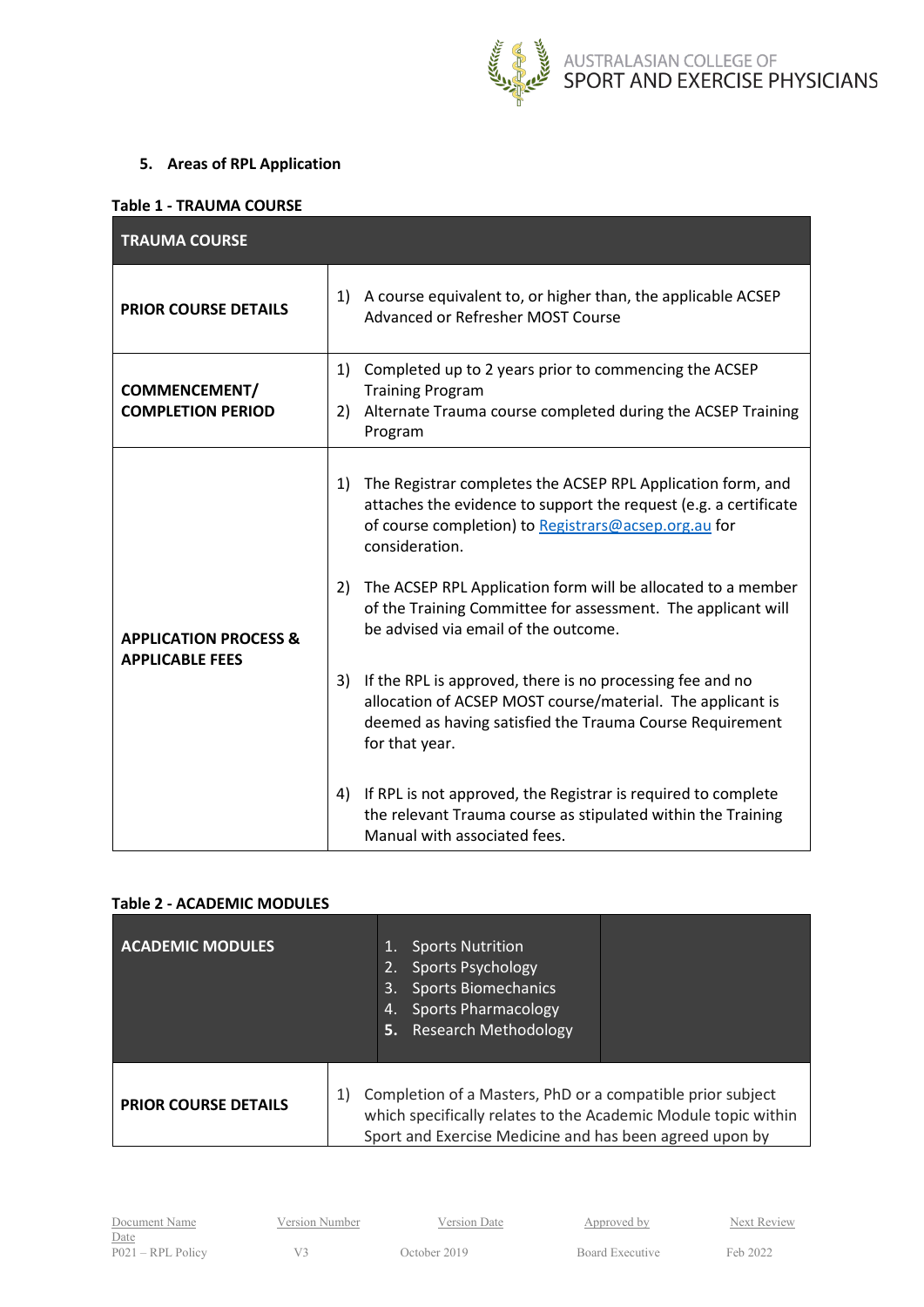## 5. Areas of RPL Application

**Table 1 - TRAUMA COURSE**

| TRAUMA COURSE | |
|---|---|
| **PRIOR COURSE DETAILS** | 1) A course equivalent to, or higher than, the applicable ACSEP Advanced or Refresher MOST Course |
| **COMMENCEMENT/ COMPLETION PERIOD** | 1) Completed up to 2 years prior to commencing the ACSEP Training Program<br>2) Alternate Trauma course completed during the ACSEP Training Program |
| **APPLICATION PROCESS & APPLICABLE FEES** | 1) The Registrar completes the ACSEP RPL Application form, and attaches the evidence to support the request (e.g. a certificate of course completion) to Registrars@acsep.org.au for consideration.<br><br>2) The ACSEP RPL Application form will be allocated to a member of the Training Committee for assessment. The applicant will be advised via email of the outcome.<br><br>3) If the RPL is approved, there is no processing fee and no allocation of ACSEP MOST course/material. The applicant is deemed as having satisfied the Trauma Course Requirement for that year.<br><br>4) If RPL is not approved, the Registrar is required to complete the relevant Trauma course as stipulated within the Training Manual with associated fees. |

**Table 2 - ACADEMIC MODULES**

| ACADEMIC MODULES | 1. Sports Nutrition<br>2. Sports Psychology<br>3. Sports Biomechanics<br>4. Sports Pharmacology<br>5. Research Methodology | |
|---|---|---|
| **PRIOR COURSE DETAILS** | 1) Completion of a Masters, PhD or a compatible prior subject which specifically relates to the Academic Module topic within Sport and Exercise Medicine and has been agreed upon by | |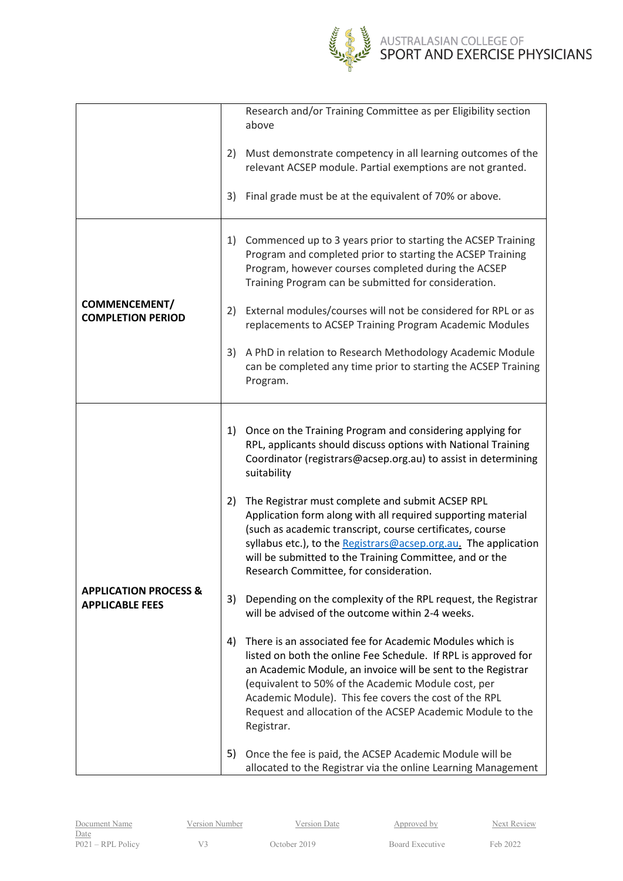| | |
|---|---|
| | Research and/or Training Committee as per Eligibility section above<br><br>2) Must demonstrate competency in all learning outcomes of the relevant ACSEP module. Partial exemptions are not granted.<br><br>3) Final grade must be at the equivalent of 70% or above. |
| **COMMENCEMENT/ COMPLETION PERIOD** | 1) Commenced up to 3 years prior to starting the ACSEP Training Program and completed prior to starting the ACSEP Training Program, however courses completed during the ACSEP Training Program can be submitted for consideration.<br><br>2) External modules/courses will not be considered for RPL or as replacements to ACSEP Training Program Academic Modules<br><br>3) A PhD in relation to Research Methodology Academic Module can be completed any time prior to starting the ACSEP Training Program. |
| **APPLICATION PROCESS & APPLICABLE FEES** | 1) Once on the Training Program and considering applying for RPL, applicants should discuss options with National Training Coordinator (registrars@acsep.org.au) to assist in determining suitability<br><br>2) The Registrar must complete and submit ACSEP RPL Application form along with all required supporting material (such as academic transcript, course certificates, course syllabus etc.), to the Registrars@acsep.org.au. The application will be submitted to the Training Committee, and or the Research Committee, for consideration.<br><br>3) Depending on the complexity of the RPL request, the Registrar will be advised of the outcome within 2-4 weeks.<br><br>4) There is an associated fee for Academic Modules which is listed on both the online Fee Schedule. If RPL is approved for an Academic Module, an invoice will be sent to the Registrar (equivalent to 50% of the Academic Module cost, per Academic Module). This fee covers the cost of the RPL Request and allocation of the ACSEP Academic Module to the Registrar.<br><br>5) Once the fee is paid, the ACSEP Academic Module will be allocated to the Registrar via the online Learning Management |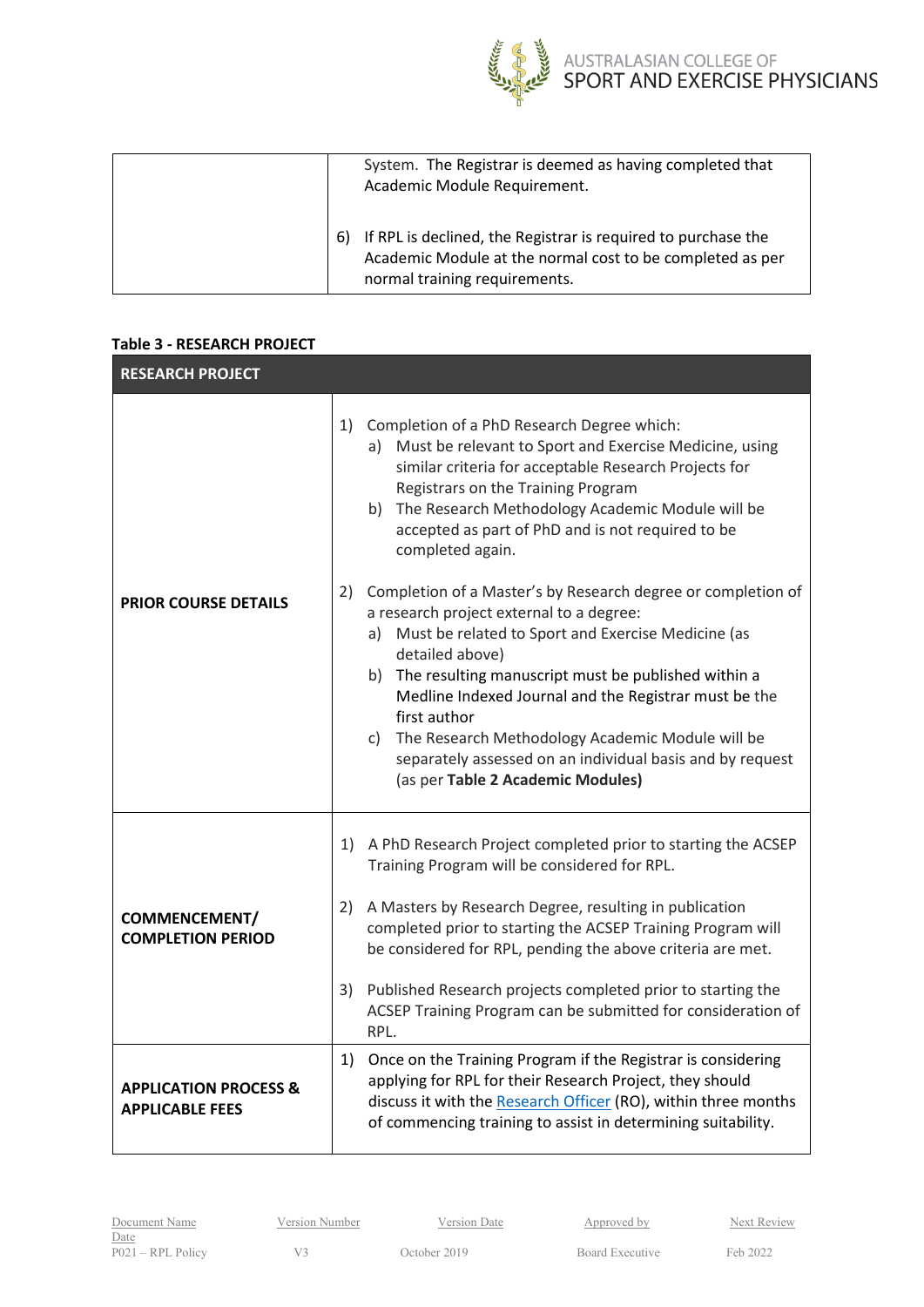| | |
|---|---|
| | System. The Registrar is deemed as having completed that Academic Module Requirement.<br><br>6) If RPL is declined, the Registrar is required to purchase the Academic Module at the normal cost to be completed as per normal training requirements. |

**Table 3 - RESEARCH PROJECT**

| RESEARCH PROJECT | |
|---|---|
| **PRIOR COURSE DETAILS** | 1) Completion of a PhD Research Degree which:<br>a) Must be relevant to Sport and Exercise Medicine, using similar criteria for acceptable Research Projects for Registrars on the Training Program<br>b) The Research Methodology Academic Module will be accepted as part of PhD and is not required to be completed again.<br><br>2) Completion of a Master's by Research degree or completion of a research project external to a degree:<br>a) Must be related to Sport and Exercise Medicine (as detailed above)<br>b) The resulting manuscript must be published within a Medline Indexed Journal and the Registrar must be the first author<br>c) The Research Methodology Academic Module will be separately assessed on an individual basis and by request (as per **Table 2 Academic Modules)** |
| **COMMENCEMENT/ COMPLETION PERIOD** | 1) A PhD Research Project completed prior to starting the ACSEP Training Program will be considered for RPL.<br><br>2) A Masters by Research Degree, resulting in publication completed prior to starting the ACSEP Training Program will be considered for RPL, pending the above criteria are met.<br><br>3) Published Research projects completed prior to starting the ACSEP Training Program can be submitted for consideration of RPL. |
| **APPLICATION PROCESS & APPLICABLE FEES** | 1) Once on the Training Program if the Registrar is considering applying for RPL for their Research Project, they should discuss it with the Research Officer (RO), within three months of commencing training to assist in determining suitability. |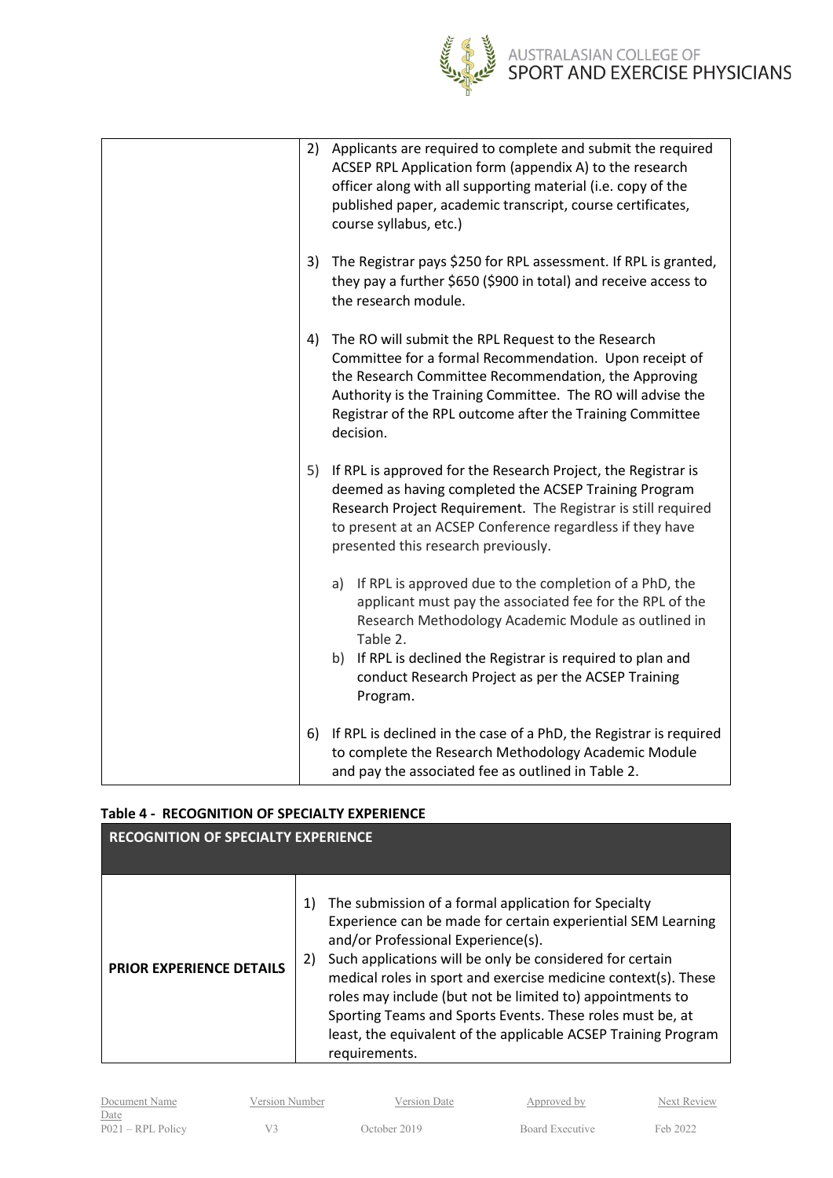| | |
|---|---|
| | 2) Applicants are required to complete and submit the required ACSEP RPL Application form (appendix A) to the research officer along with all supporting material (i.e. copy of the published paper, academic transcript, course certificates, course syllabus, etc.)<br><br>3) The Registrar pays \$250 for RPL assessment. If RPL is granted, they pay a further \$650 (\$900 in total) and receive access to the research module.<br><br>4) The RO will submit the RPL Request to the Research Committee for a formal Recommendation. Upon receipt of the Research Committee Recommendation, the Approving Authority is the Training Committee. The RO will advise the Registrar of the RPL outcome after the Training Committee decision.<br><br>5) If RPL is approved for the Research Project, the Registrar is deemed as having completed the ACSEP Training Program Research Project Requirement. The Registrar is still required to present at an ACSEP Conference regardless if they have presented this research previously.<br><br>a) If RPL is approved due to the completion of a PhD, the applicant must pay the associated fee for the RPL of the Research Methodology Academic Module as outlined in Table 2.<br>b) If RPL is declined the Registrar is required to plan and conduct Research Project as per the ACSEP Training Program.<br><br>6) If RPL is declined in the case of a PhD, the Registrar is required to complete the Research Methodology Academic Module and pay the associated fee as outlined in Table 2. |

**Table 4 - RECOGNITION OF SPECIALTY EXPERIENCE**

| RECOGNITION OF SPECIALTY EXPERIENCE | |
|---|---|
| **PRIOR EXPERIENCE DETAILS** | 1) The submission of a formal application for Specialty Experience can be made for certain experiential SEM Learning and/or Professional Experience(s).<br>2) Such applications will be only be considered for certain medical roles in sport and exercise medicine context(s). These roles may include (but not be limited to) appointments to Sporting Teams and Sports Events. These roles must be, at least, the equivalent of the applicable ACSEP Training Program requirements. |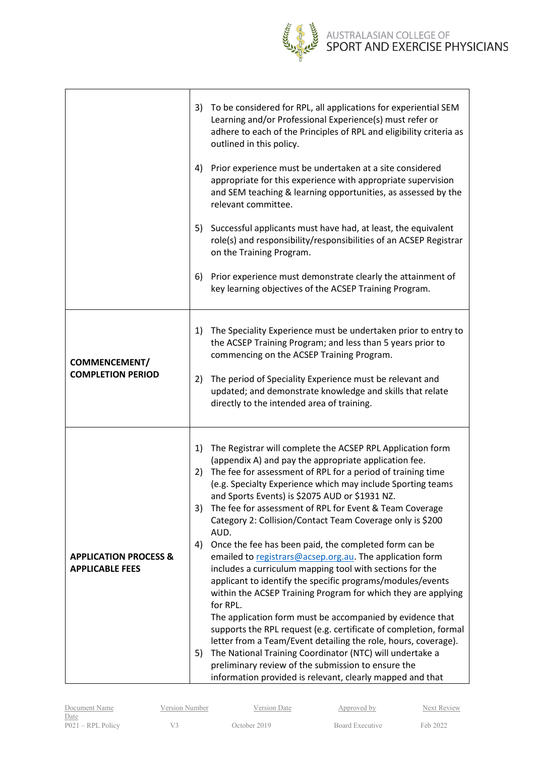| | |
|---|---|
| | 3) To be considered for RPL, all applications for experiential SEM Learning and/or Professional Experience(s) must refer or adhere to each of the Principles of RPL and eligibility criteria as outlined in this policy.<br><br>4) Prior experience must be undertaken at a site considered appropriate for this experience with appropriate supervision and SEM teaching & learning opportunities, as assessed by the relevant committee.<br><br>5) Successful applicants must have had, at least, the equivalent role(s) and responsibility/responsibilities of an ACSEP Registrar on the Training Program.<br><br>6) Prior experience must demonstrate clearly the attainment of key learning objectives of the ACSEP Training Program. |
| **COMMENCEMENT/ COMPLETION PERIOD** | 1) The Speciality Experience must be undertaken prior to entry to the ACSEP Training Program; and less than 5 years prior to commencing on the ACSEP Training Program.<br><br>2) The period of Speciality Experience must be relevant and updated; and demonstrate knowledge and skills that relate directly to the intended area of training. |
| **APPLICATION PROCESS & APPLICABLE FEES** | 1) The Registrar will complete the ACSEP RPL Application form (appendix A) and pay the appropriate application fee.<br>2) The fee for assessment of RPL for a period of training time (e.g. Specialty Experience which may include Sporting teams and Sports Events) is $2075 AUD or $1931 NZ.<br>3) The fee for assessment of RPL for Event & Team Coverage Category 2: Collision/Contact Team Coverage only is $200 AUD.<br>4) Once the fee has been paid, the completed form can be emailed to registrars@acsep.org.au. The application form includes a curriculum mapping tool with sections for the applicant to identify the specific programs/modules/events within the ACSEP Training Program for which they are applying for RPL.<br>The application form must be accompanied by evidence that supports the RPL request (e.g. certificate of completion, formal letter from a Team/Event detailing the role, hours, coverage).<br>5) The National Training Coordinator (NTC) will undertake a preliminary review of the submission to ensure the information provided is relevant, clearly mapped and that |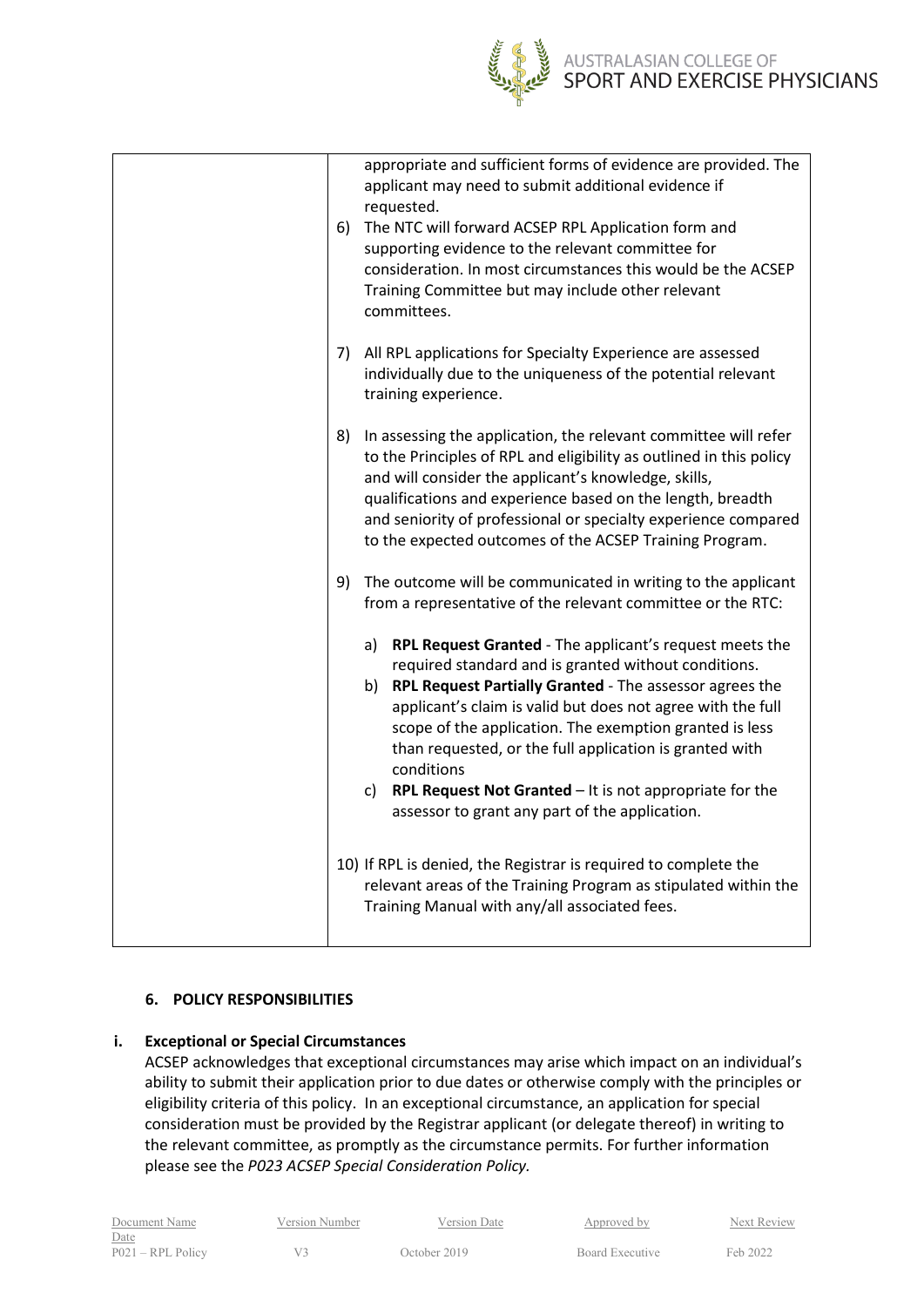| | appropriate and sufficient forms of evidence are provided. The applicant may need to submit additional evidence if requested.<br>6) The NTC will forward ACSEP RPL Application form and supporting evidence to the relevant committee for consideration. In most circumstances this would be the ACSEP Training Committee but may include other relevant committees.<br><br>7) All RPL applications for Specialty Experience are assessed individually due to the uniqueness of the potential relevant training experience.<br><br>8) In assessing the application, the relevant committee will refer to the Principles of RPL and eligibility as outlined in this policy and will consider the applicant's knowledge, skills, qualifications and experience based on the length, breadth and seniority of professional or specialty experience compared to the expected outcomes of the ACSEP Training Program.<br><br>9) The outcome will be communicated in writing to the applicant from a representative of the relevant committee or the RTC:<br><br>a) **RPL Request Granted** - The applicant's request meets the required standard and is granted without conditions.<br>b) **RPL Request Partially Granted** - The assessor agrees the applicant's claim is valid but does not agree with the full scope of the application. The exemption granted is less than requested, or the full application is granted with conditions<br>c) **RPL Request Not Granted** – It is not appropriate for the assessor to grant any part of the application.<br><br>10) If RPL is denied, the Registrar is required to complete the relevant areas of the Training Program as stipulated within the Training Manual with any/all associated fees. |
|---|---|

## 6. POLICY RESPONSIBILITIES

### i. Exceptional or Special Circumstances

ACSEP acknowledges that exceptional circumstances may arise which impact on an individual's ability to submit their application prior to due dates or otherwise comply with the principles or eligibility criteria of this policy. In an exceptional circumstance, an application for special consideration must be provided by the Registrar applicant (or delegate thereof) in writing to the relevant committee, as promptly as the circumstance permits. For further information please see the *P023 ACSEP Special Consideration Policy.*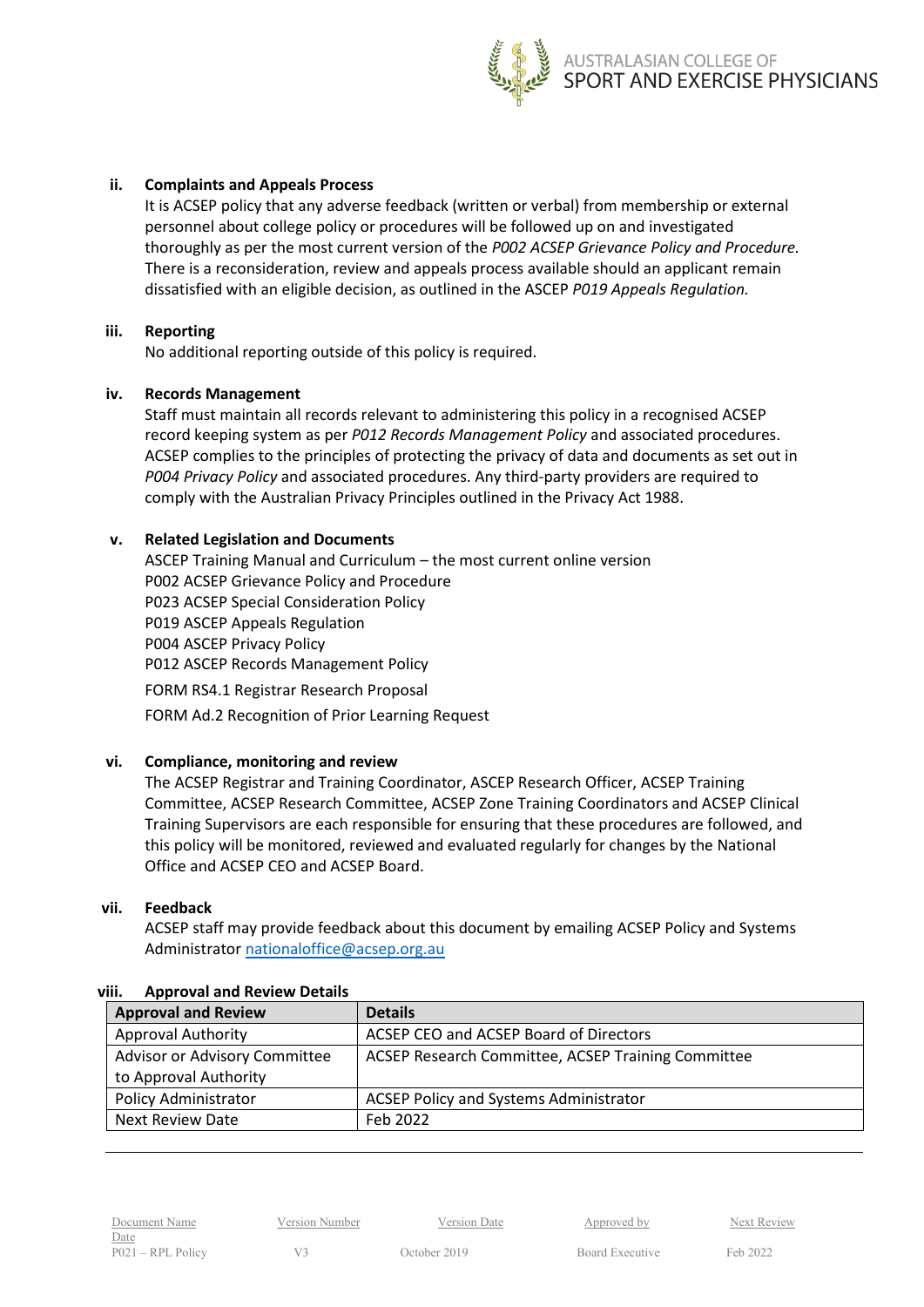### ii. Complaints and Appeals Process

It is ACSEP policy that any adverse feedback (written or verbal) from membership or external personnel about college policy or procedures will be followed up on and investigated thoroughly as per the most current version of the *P002 ACSEP Grievance Policy and Procedure.* There is a reconsideration, review and appeals process available should an applicant remain dissatisfied with an eligible decision, as outlined in the ASCEP *P019 Appeals Regulation.*

### iii. Reporting

No additional reporting outside of this policy is required.

### iv. Records Management

Staff must maintain all records relevant to administering this policy in a recognised ACSEP record keeping system as per *P012 Records Management Policy* and associated procedures. ACSEP complies to the principles of protecting the privacy of data and documents as set out in *P004 Privacy Policy* and associated procedures. Any third-party providers are required to comply with the Australian Privacy Principles outlined in the Privacy Act 1988.

### v. Related Legislation and Documents

ASCEP Training Manual and Curriculum – the most current online version
P002 ACSEP Grievance Policy and Procedure
P023 ACSEP Special Consideration Policy
P019 ASCEP Appeals Regulation
P004 ASCEP Privacy Policy
P012 ASCEP Records Management Policy

FORM RS4.1 Registrar Research Proposal

FORM Ad.2 Recognition of Prior Learning Request

### vi. Compliance, monitoring and review

The ACSEP Registrar and Training Coordinator, ASCEP Research Officer, ACSEP Training Committee, ACSEP Research Committee, ACSEP Zone Training Coordinators and ACSEP Clinical Training Supervisors are each responsible for ensuring that these procedures are followed, and this policy will be monitored, reviewed and evaluated regularly for changes by the National Office and ACSEP CEO and ACSEP Board.

### vii. Feedback

ACSEP staff may provide feedback about this document by emailing ACSEP Policy and Systems Administrator nationaloffice@acsep.org.au

### viii. Approval and Review Details

| Approval and Review | Details |
|---|---|
| Approval Authority | ACSEP CEO and ACSEP Board of Directors |
| Advisor or Advisory Committee to Approval Authority | ACSEP Research Committee, ACSEP Training Committee |
| Policy Administrator | ACSEP Policy and Systems Administrator |
| Next Review Date | Feb 2022 |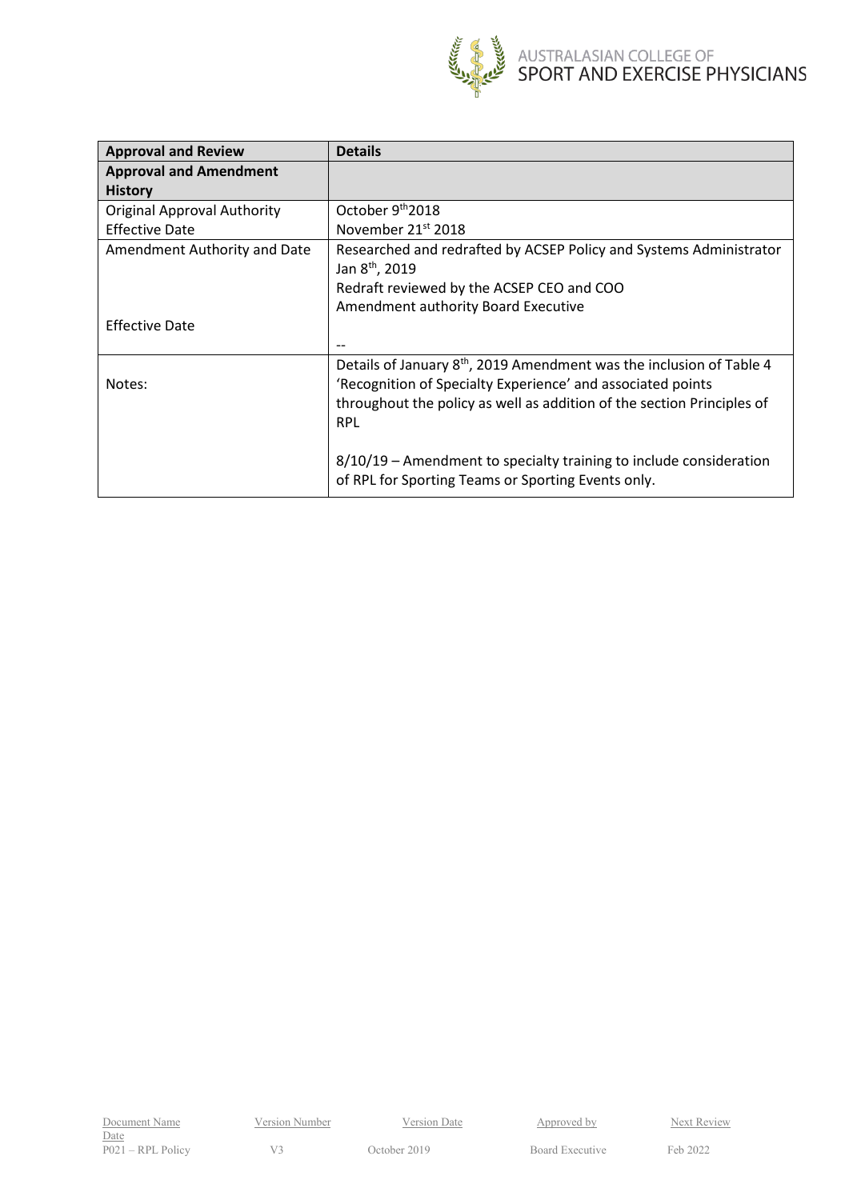| Approval and Review | Details |
| --- | --- |
| **Approval and Amendment History** | |
| Original Approval Authority | October 9th 2018 |
| Effective Date | November 21st 2018 |
| Amendment Authority and Date<br><br><br><br>Effective Date | Researched and redrafted by ACSEP Policy and Systems Administrator Jan 8th, 2019<br>Redraft reviewed by the ACSEP CEO and COO<br>Amendment authority Board Executive<br><br>-- |
| Notes: | Details of January 8th, 2019 Amendment was the inclusion of Table 4 'Recognition of Specialty Experience' and associated points throughout the policy as well as addition of the section Principles of RPL<br><br>8/10/19 – Amendment to specialty training to include consideration of RPL for Sporting Teams or Sporting Events only. |